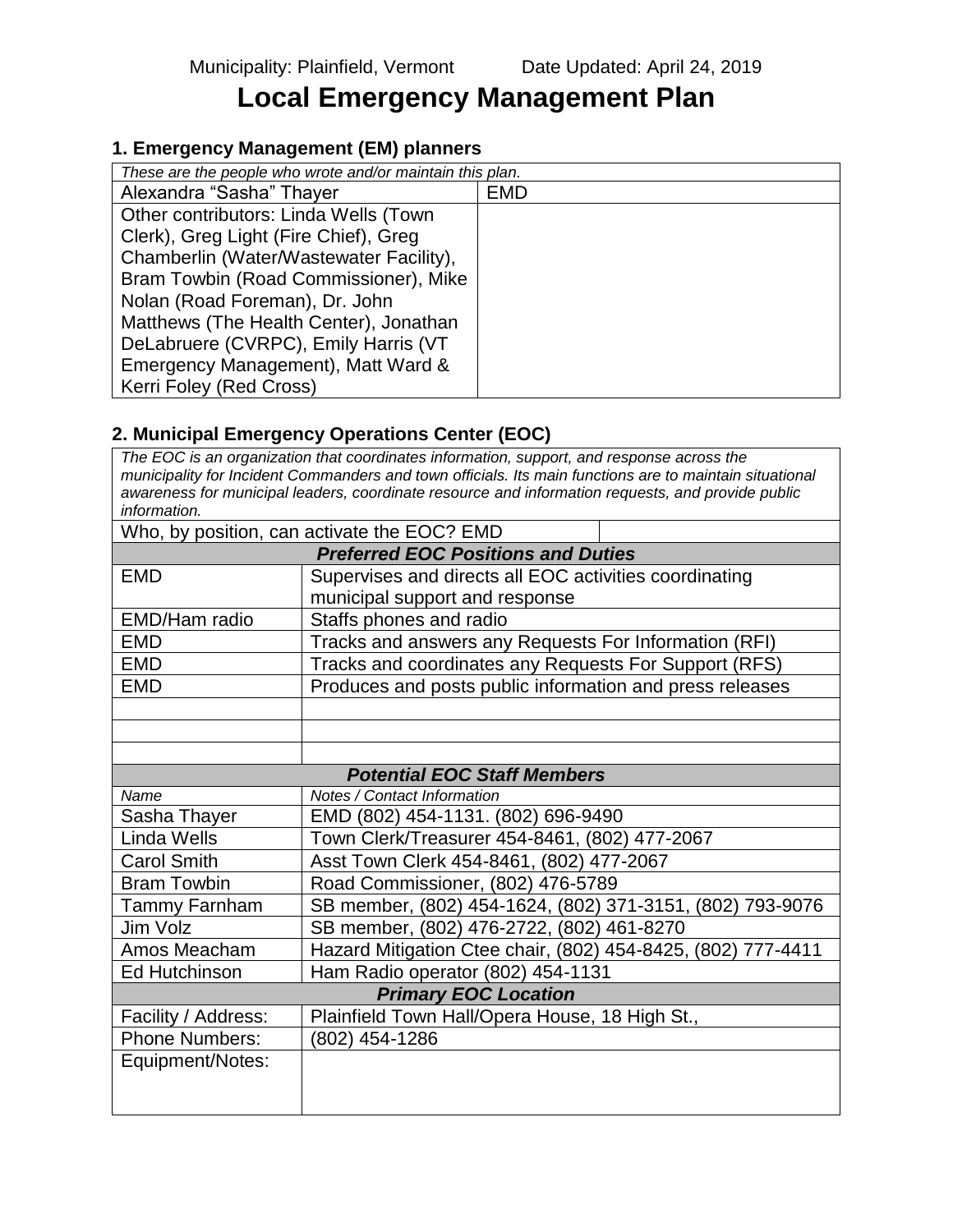Municipality: Plainfield, Vermont Date Updated: April 24, 2019

# Local Emergency Management Plan

## 1. Emergency Management (EM) planners

| *These are the people who wrote and/or maintain this plan.* | |
|---|---|
| Alexandra "Sasha" Thayer | EMD |
| Other contributors: Linda Wells (Town Clerk), Greg Light (Fire Chief), Greg Chamberlin (Water/Wastewater Facility), Bram Towbin (Road Commissioner), Mike Nolan (Road Foreman), Dr. John Matthews (The Health Center), Jonathan DeLabruere (CVRPC), Emily Harris (VT Emergency Management), Matt Ward & Kerri Foley (Red Cross) | |

## 2. Municipal Emergency Operations Center (EOC)

*The EOC is an organization that coordinates information, support, and response across the municipality for Incident Commanders and town officials. Its main functions are to maintain situational awareness for municipal leaders, coordinate resource and information requests, and provide public information.*

Who, by position, can activate the EOC? EMD

| ***Preferred EOC Positions and Duties*** | |
|---|---|
| EMD | Supervises and directs all EOC activities coordinating municipal support and response |
| EMD/Ham radio | Staffs phones and radio |
| EMD | Tracks and answers any Requests For Information (RFI) |
| EMD | Tracks and coordinates any Requests For Support (RFS) |
| EMD | Produces and posts public information and press releases |
| | |
| | |
| | |

| ***Potential EOC Staff Members*** | |
|---|---|
| *Name* | *Notes / Contact Information* |
| Sasha Thayer | EMD (802) 454-1131. (802) 696-9490 |
| Linda Wells | Town Clerk/Treasurer 454-8461, (802) 477-2067 |
| Carol Smith | Asst Town Clerk 454-8461, (802) 477-2067 |
| Bram Towbin | Road Commissioner, (802) 476-5789 |
| Tammy Farnham | SB member, (802) 454-1624, (802) 371-3151, (802) 793-9076 |
| Jim Volz | SB member, (802) 476-2722, (802) 461-8270 |
| Amos Meacham | Hazard Mitigation Ctee chair, (802) 454-8425, (802) 777-4411 |
| Ed Hutchinson | Ham Radio operator (802) 454-1131 |

| ***Primary EOC Location*** | |
|---|---|
| Facility / Address: | Plainfield Town Hall/Opera House, 18 High St., |
| Phone Numbers: | (802) 454-1286 |
| Equipment/Notes: | |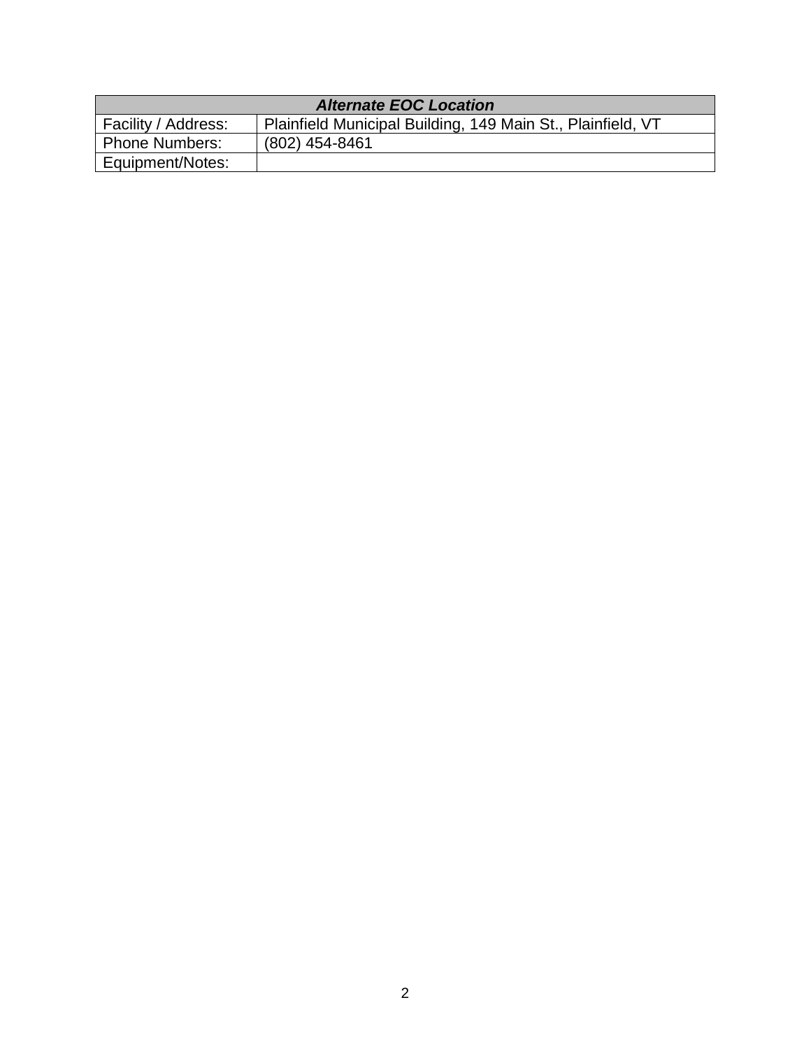| ***Alternate EOC Location*** | |
|---|---|
| Facility / Address: | Plainfield Municipal Building, 149 Main St., Plainfield, VT |
| Phone Numbers: | (802) 454-8461 |
| Equipment/Notes: | |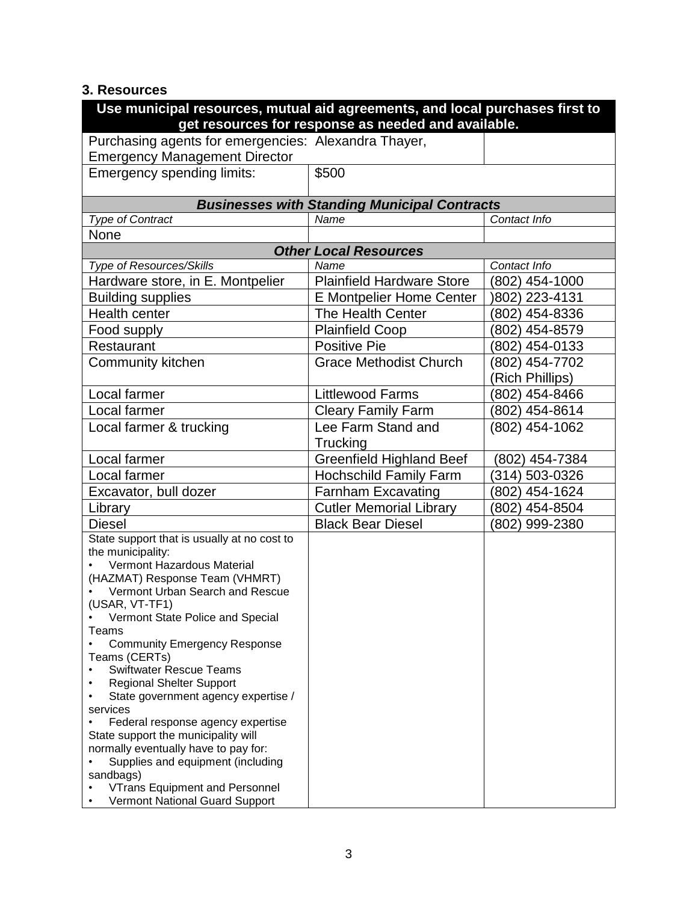### 3. Resources

| Use municipal resources, mutual aid agreements, and local purchases first to get resources for response as needed and available. | | |
|---|---|---|
| Purchasing agents for emergencies: Alexandra Thayer, Emergency Management Director | | |
| Emergency spending limits: | $500 | |
| ***Businesses with Standing Municipal Contracts*** | | |
| *Type of Contract* | *Name* | *Contact Info* |
| None | | |
| ***Other Local Resources*** | | |
| *Type of Resources/Skills* | *Name* | *Contact Info* |
| Hardware store, in E. Montpelier | Plainfield Hardware Store | (802) 454-1000 |
| Building supplies | E Montpelier Home Center | )802) 223-4131 |
| Health center | The Health Center | (802) 454-8336 |
| Food supply | Plainfield Coop | (802) 454-8579 |
| Restaurant | Positive Pie | (802) 454-0133 |
| Community kitchen | Grace Methodist Church | (802) 454-7702 (Rich Phillips) |
| Local farmer | Littlewood Farms | (802) 454-8466 |
| Local farmer | Cleary Family Farm | (802) 454-8614 |
| Local farmer & trucking | Lee Farm Stand and Trucking | (802) 454-1062 |
| Local farmer | Greenfield Highland Beef | (802) 454-7384 |
| Local farmer | Hochschild Family Farm | (314) 503-0326 |
| Excavator, bull dozer | Farnham Excavating | (802) 454-1624 |
| Library | Cutler Memorial Library | (802) 454-8504 |
| Diesel | Black Bear Diesel | (802) 999-2380 |
| State support that is usually at no cost to the municipality:<br>• Vermont Hazardous Material (HAZMAT) Response Team (VHMRT)<br>• Vermont Urban Search and Rescue (USAR, VT-TF1)<br>• Vermont State Police and Special Teams<br>• Community Emergency Response Teams (CERTs)<br>• Swiftwater Rescue Teams<br>• Regional Shelter Support<br>• State government agency expertise / services<br>• Federal response agency expertise<br>State support the municipality will normally eventually have to pay for:<br>• Supplies and equipment (including sandbags)<br>• VTrans Equipment and Personnel<br>• Vermont National Guard Support | | |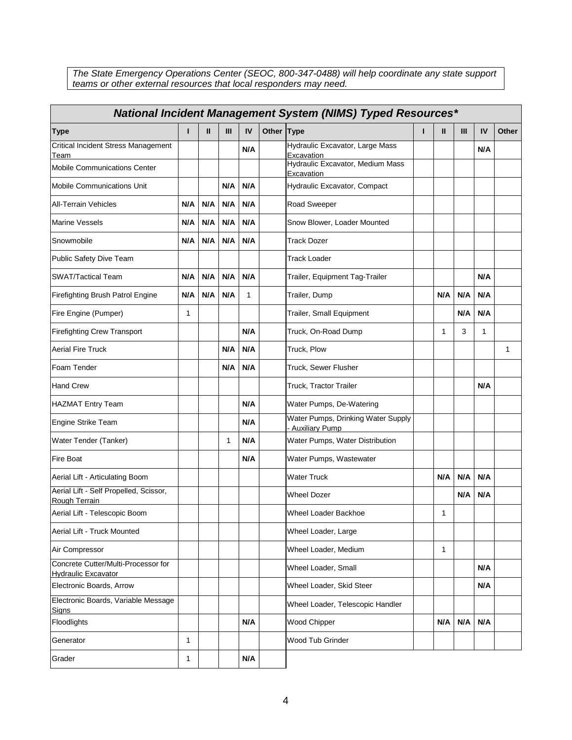*The State Emergency Operations Center (SEOC, 800-347-0488) will help coordinate any state support teams or other external resources that local responders may need.*

| ***National Incident Management System (NIMS) Typed Resources**** | | | | | | | | | | | |
|---|---|---|---|---|---|---|---|---|---|---|---|
| **Type** | **I** | **II** | **III** | **IV** | **Other** | **Type** | **I** | **II** | **III** | **IV** | **Other** |
| Critical Incident Stress Management Team | | | | **N/A** | | Hydraulic Excavator, Large Mass Excavation | | | | **N/A** | |
| Mobile Communications Center | | | | | | Hydraulic Excavator, Medium Mass Excavation | | | | | |
| Mobile Communications Unit | | | **N/A** | **N/A** | | Hydraulic Excavator, Compact | | | | | |
| All-Terrain Vehicles | **N/A** | **N/A** | **N/A** | **N/A** | | Road Sweeper | | | | | |
| Marine Vessels | **N/A** | **N/A** | **N/A** | **N/A** | | Snow Blower, Loader Mounted | | | | | |
| Snowmobile | **N/A** | **N/A** | **N/A** | **N/A** | | Track Dozer | | | | | |
| Public Safety Dive Team | | | | | | Track Loader | | | | | |
| SWAT/Tactical Team | **N/A** | **N/A** | **N/A** | **N/A** | | Trailer, Equipment Tag-Trailer | | | | **N/A** | |
| Firefighting Brush Patrol Engine | **N/A** | **N/A** | **N/A** | 1 | | Trailer, Dump | | **N/A** | **N/A** | **N/A** | |
| Fire Engine (Pumper) | 1 | | | | | Trailer, Small Equipment | | | **N/A** | **N/A** | |
| Firefighting Crew Transport | | | | **N/A** | | Truck, On-Road Dump | | 1 | 3 | 1 | |
| Aerial Fire Truck | | | **N/A** | **N/A** | | Truck, Plow | | | | | 1 |
| Foam Tender | | | **N/A** | **N/A** | | Truck, Sewer Flusher | | | | | |
| Hand Crew | | | | | | Truck, Tractor Trailer | | | | **N/A** | |
| HAZMAT Entry Team | | | | **N/A** | | Water Pumps, De-Watering | | | | | |
| Engine Strike Team | | | | **N/A** | | Water Pumps, Drinking Water Supply - Auxiliary Pump | | | | | |
| Water Tender (Tanker) | | | 1 | **N/A** | | Water Pumps, Water Distribution | | | | | |
| Fire Boat | | | | **N/A** | | Water Pumps, Wastewater | | | | | |
| Aerial Lift - Articulating Boom | | | | | | Water Truck | | **N/A** | **N/A** | **N/A** | |
| Aerial Lift - Self Propelled, Scissor, Rough Terrain | | | | | | Wheel Dozer | | | **N/A** | **N/A** | |
| Aerial Lift - Telescopic Boom | | | | | | Wheel Loader Backhoe | | 1 | | | |
| Aerial Lift - Truck Mounted | | | | | | Wheel Loader, Large | | | | | |
| Air Compressor | | | | | | Wheel Loader, Medium | | 1 | | | |
| Concrete Cutter/Multi-Processor for Hydraulic Excavator | | | | | | Wheel Loader, Small | | | | **N/A** | |
| Electronic Boards, Arrow | | | | | | Wheel Loader, Skid Steer | | | | **N/A** | |
| Electronic Boards, Variable Message Signs | | | | | | Wheel Loader, Telescopic Handler | | | | | |
| Floodlights | | | | **N/A** | | Wood Chipper | | **N/A** | **N/A** | **N/A** | |
| Generator | 1 | | | | | Wood Tub Grinder | | | | | |
| Grader | 1 | | | **N/A** | | | | | | | |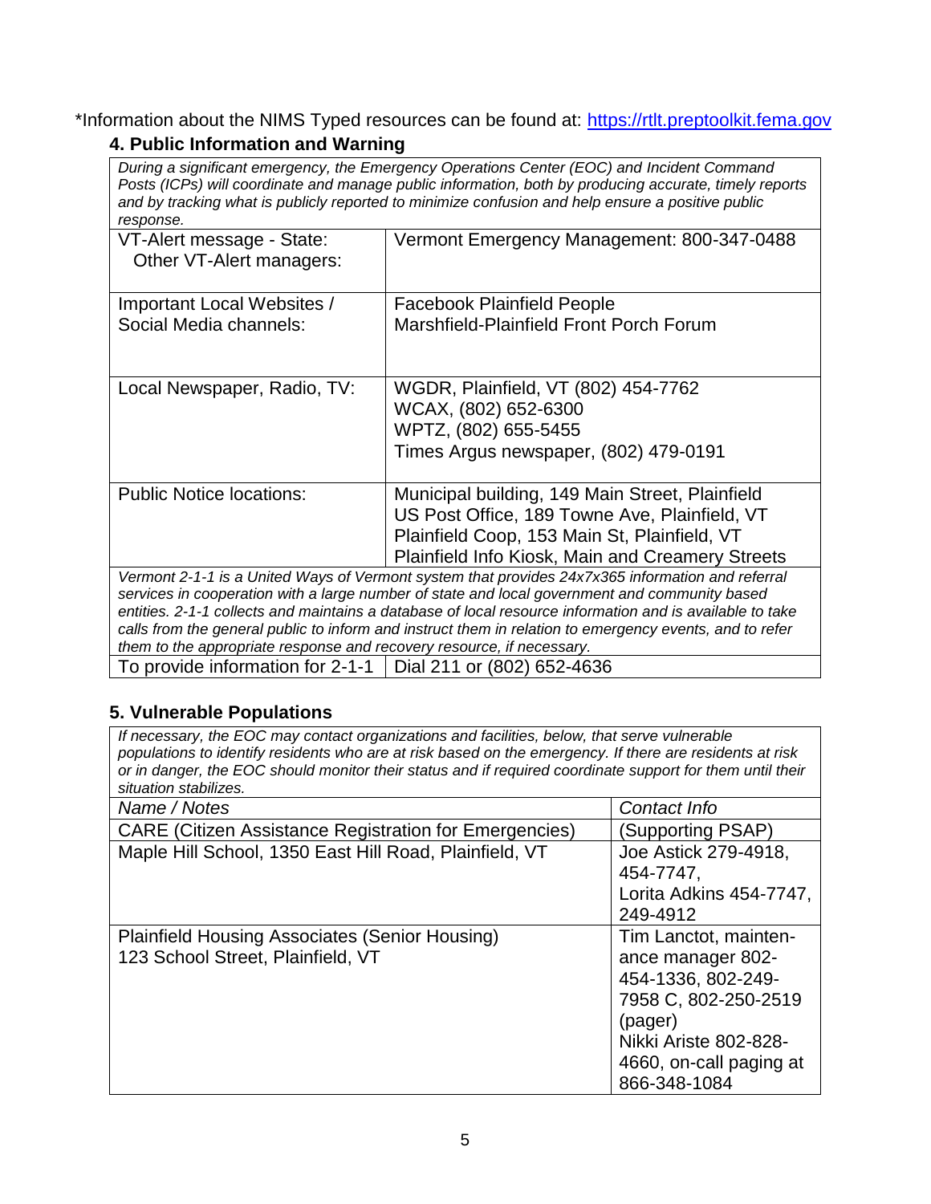*Information about the NIMS Typed resources can be found at: [https://rtlt.preptoolkit.fema.gov](https://rtlt.preptoolkit.fema.gov)

### 4. Public Information and Warning

| *During a significant emergency, the Emergency Operations Center (EOC) and Incident Command Posts (ICPs) will coordinate and manage public information, both by producing accurate, timely reports and by tracking what is publicly reported to minimize confusion and help ensure a positive public response.* | |
|---|---|
| VT-Alert message - State:<br>Other VT-Alert managers: | Vermont Emergency Management: 800-347-0488 |
| Important Local Websites / Social Media channels: | Facebook Plainfield People<br>Marshfield-Plainfield Front Porch Forum |
| Local Newspaper, Radio, TV: | WGDR, Plainfield, VT (802) 454-7762<br>WCAX, (802) 652-6300<br>WPTZ, (802) 655-5455<br>Times Argus newspaper, (802) 479-0191 |
| Public Notice locations: | Municipal building, 149 Main Street, Plainfield<br>US Post Office, 189 Towne Ave, Plainfield, VT<br>Plainfield Coop, 153 Main St, Plainfield, VT<br>Plainfield Info Kiosk, Main and Creamery Streets |
| *Vermont 2-1-1 is a United Ways of Vermont system that provides 24x7x365 information and referral services in cooperation with a large number of state and local government and community based entities. 2-1-1 collects and maintains a database of local resource information and is available to take calls from the general public to inform and instruct them in relation to emergency events, and to refer them to the appropriate response and recovery resource, if necessary.* | |
| To provide information for 2-1-1 | Dial 211 or (802) 652-4636 |

### 5. Vulnerable Populations

| *If necessary, the EOC may contact organizations and facilities, below, that serve vulnerable populations to identify residents who are at risk based on the emergency. If there are residents at risk or in danger, the EOC should monitor their status and if required coordinate support for them until their situation stabilizes.* | |
|---|---|
| *Name / Notes* | *Contact Info* |
| CARE (Citizen Assistance Registration for Emergencies) | (Supporting PSAP) |
| Maple Hill School, 1350 East Hill Road, Plainfield, VT | Joe Astick 279-4918, 454-7747,<br>Lorita Adkins 454-7747, 249-4912 |
| Plainfield Housing Associates (Senior Housing)<br>123 School Street, Plainfield, VT | Tim Lanctot, maintenance manager 802-454-1336, 802-249-7958 C, 802-250-2519 (pager)<br>Nikki Ariste 802-828-4660, on-call paging at 866-348-1084 |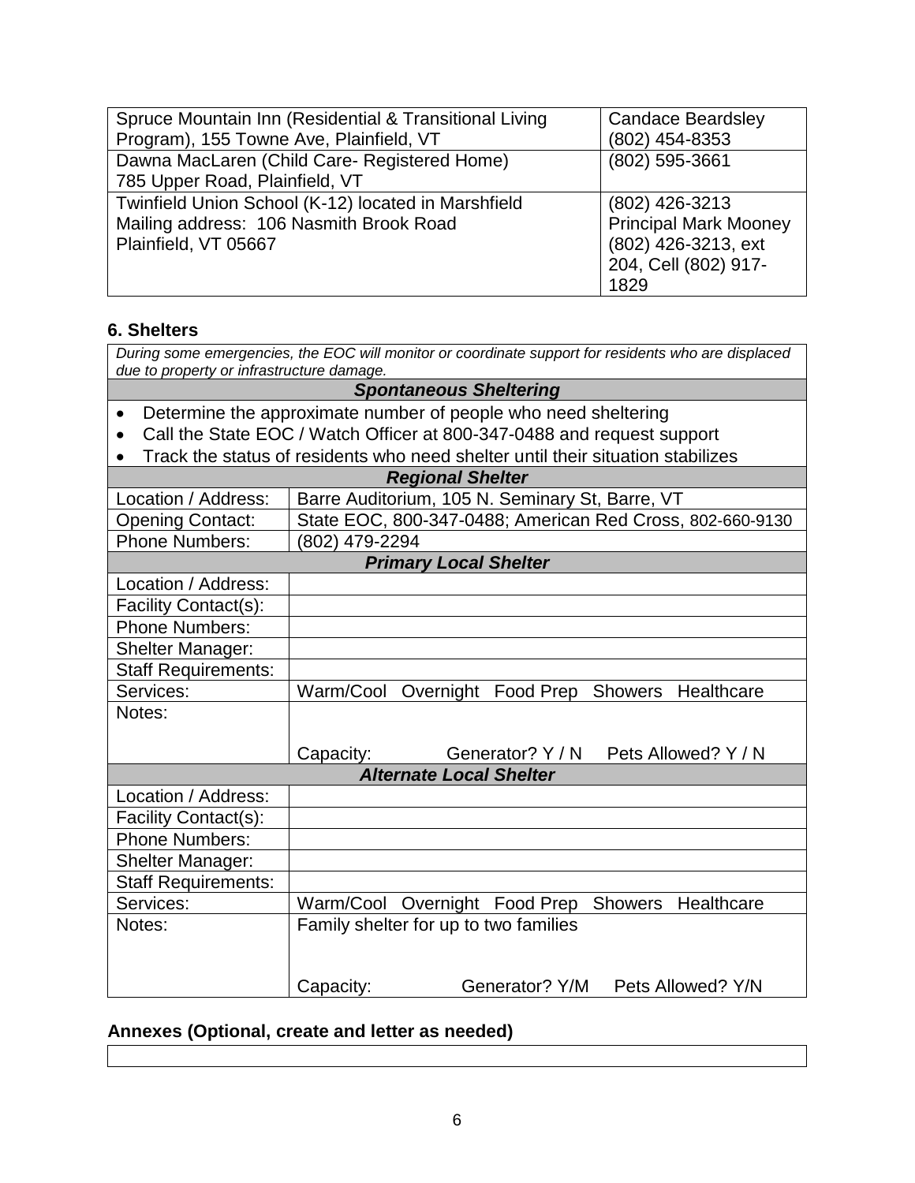| Spruce Mountain Inn (Residential & Transitional Living Program), 155 Towne Ave, Plainfield, VT | Candace Beardsley (802) 454-8353 |
|---|---|
| Dawna MacLaren (Child Care- Registered Home) 785 Upper Road, Plainfield, VT | (802) 595-3661 |
| Twinfield Union School (K-12) located in Marshfield Mailing address: 106 Nasmith Brook Road Plainfield, VT 05667 | (802) 426-3213 Principal Mark Mooney (802) 426-3213, ext 204, Cell (802) 917-1829 |

**6. Shelters**

| *During some emergencies, the EOC will monitor or coordinate support for residents who are displaced due to property or infrastructure damage.* | |
|---|---|
| ***Spontaneous Sheltering*** | |
| • Determine the approximate number of people who need sheltering<br>• Call the State EOC / Watch Officer at 800-347-0488 and request support<br>• Track the status of residents who need shelter until their situation stabilizes | |
| ***Regional Shelter*** | |
| Location / Address: | Barre Auditorium, 105 N. Seminary St, Barre, VT |
| Opening Contact: | State EOC, 800-347-0488; American Red Cross, 802-660-9130 |
| Phone Numbers: | (802) 479-2294 |
| ***Primary Local Shelter*** | |
| Location / Address: | |
| Facility Contact(s): | |
| Phone Numbers: | |
| Shelter Manager: | |
| Staff Requirements: | |
| Services: | Warm/Cool Overnight Food Prep Showers Healthcare |
| Notes: | Capacity: Generator? Y / N Pets Allowed? Y / N |
| ***Alternate Local Shelter*** | |
| Location / Address: | |
| Facility Contact(s): | |
| Phone Numbers: | |
| Shelter Manager: | |
| Staff Requirements: | |
| Services: | Warm/Cool Overnight Food Prep Showers Healthcare |
| Notes: | Family shelter for up to two families<br>Capacity: Generator? Y/M Pets Allowed? Y/N |

**Annexes (Optional, create and letter as needed)**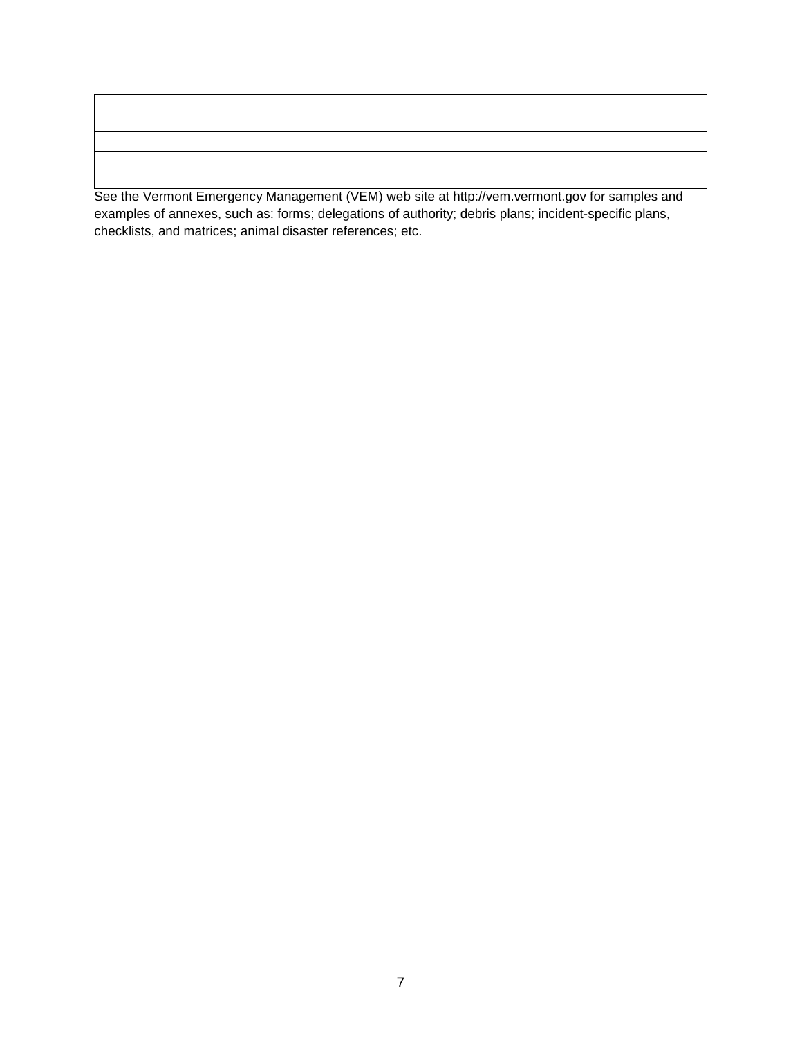| |
|---|
| |
| |
| |
| |

See the Vermont Emergency Management (VEM) web site at http://vem.vermont.gov for samples and examples of annexes, such as: forms; delegations of authority; debris plans; incident-specific plans, checklists, and matrices; animal disaster references; etc.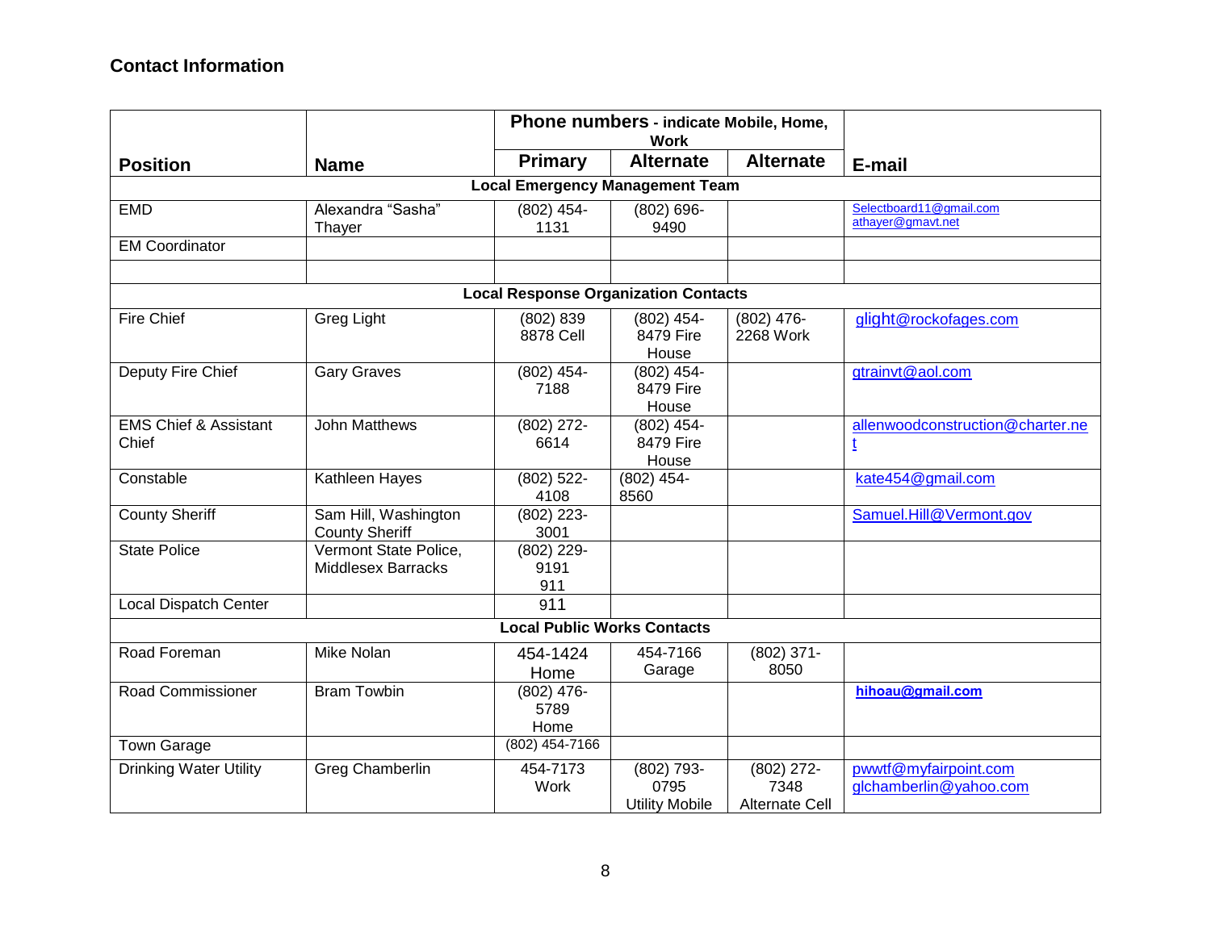## Contact Information

| Position | Name | Phone numbers - indicate Mobile, Home, Work | | | E-mail |
|---|---|---|---|---|---|
| | | Primary | Alternate | Alternate | |
| **Local Emergency Management Team** | | | | | |
| EMD | Alexandra "Sasha" Thayer | (802) 454-1131 | (802) 696-9490 | | Selectboard11@gmail.com athayer@gmavt.net |
| EM Coordinator | | | | | |
| | | | | | |
| **Local Response Organization Contacts** | | | | | |
| Fire Chief | Greg Light | (802) 839 8878 Cell | (802) 454-8479 Fire House | (802) 476-2268 Work | glight@rockofages.com |
| Deputy Fire Chief | Gary Graves | (802) 454-7188 | (802) 454-8479 Fire House | | gtrainvt@aol.com |
| EMS Chief & Assistant Chief | John Matthews | (802) 272-6614 | (802) 454-8479 Fire House | | allenwoodconstruction@charter.net |
| Constable | Kathleen Hayes | (802) 522-4108 | (802) 454-8560 | | kate454@gmail.com |
| County Sheriff | Sam Hill, Washington County Sheriff | (802) 223-3001 | | | Samuel.Hill@Vermont.gov |
| State Police | Vermont State Police, Middlesex Barracks | (802) 229-9191 911 | | | |
| Local Dispatch Center | | 911 | | | |
| **Local Public Works Contacts** | | | | | |
| Road Foreman | Mike Nolan | 454-1424 Home | 454-7166 Garage | (802) 371-8050 | |
| Road Commissioner | Bram Towbin | (802) 476-5789 Home | | | **hihoau@gmail.com** |
| Town Garage | | (802) 454-7166 | | | |
| Drinking Water Utility | Greg Chamberlin | 454-7173 Work | (802) 793-0795 Utility Mobile | (802) 272-7348 Alternate Cell | pwwtf@myfairpoint.com glchamberlin@yahoo.com |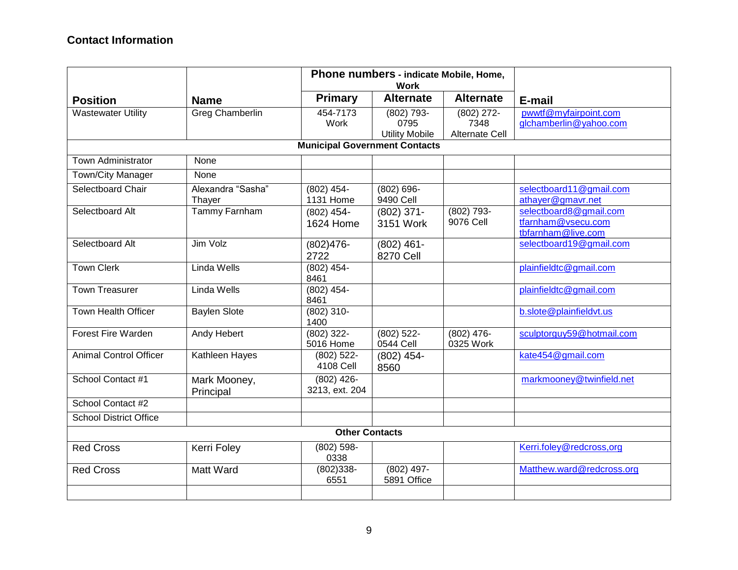## Contact Information

| Position | Name | Phone numbers - indicate Mobile, Home, Work | | | E-mail |
|---|---|---|---|---|---|
| | | Primary | Alternate | Alternate | |
| Wastewater Utility | Greg Chamberlin | 454-7173 Work | (802) 793-0795 Utility Mobile | (802) 272-7348 Alternate Cell | pwwtf@myfairpoint.com glchamberlin@yahoo.com |
| **Municipal Government Contacts** | | | | | |
| Town Administrator | None | | | | |
| Town/City Manager | None | | | | |
| Selectboard Chair | Alexandra "Sasha" Thayer | (802) 454-1131 Home | (802) 696-9490 Cell | | selectboard11@gmail.com athayer@gmavr.net |
| Selectboard Alt | Tammy Farnham | (802) 454-1624 Home | (802) 371-3151 Work | (802) 793-9076 Cell | selectboard8@gmail.com tfarnham@vsecu.com tbfarnham@live.com |
| Selectboard Alt | Jim Volz | (802)476-2722 | (802) 461-8270 Cell | | selectboard19@gmail.com |
| Town Clerk | Linda Wells | (802) 454-8461 | | | plainfieldtc@gmail.com |
| Town Treasurer | Linda Wells | (802) 454-8461 | | | plainfieldtc@gmail.com |
| Town Health Officer | Baylen Slote | (802) 310-1400 | | | b.slote@plainfieldvt.us |
| Forest Fire Warden | Andy Hebert | (802) 322-5016 Home | (802) 522-0544 Cell | (802) 476-0325 Work | sculptorguy59@hotmail.com |
| Animal Control Officer | Kathleen Hayes | (802) 522-4108 Cell | (802) 454-8560 | | kate454@gmail.com |
| School Contact #1 | Mark Mooney, Principal | (802) 426-3213, ext. 204 | | | markmooney@twinfield.net |
| School Contact #2 | | | | | |
| School District Office | | | | | |
| **Other Contacts** | | | | | |
| Red Cross | Kerri Foley | (802) 598-0338 | | | Kerri.foley@redcross,org |
| Red Cross | Matt Ward | (802)338-6551 | (802) 497-5891 Office | | Matthew.ward@redcross.org |
| | | | | | |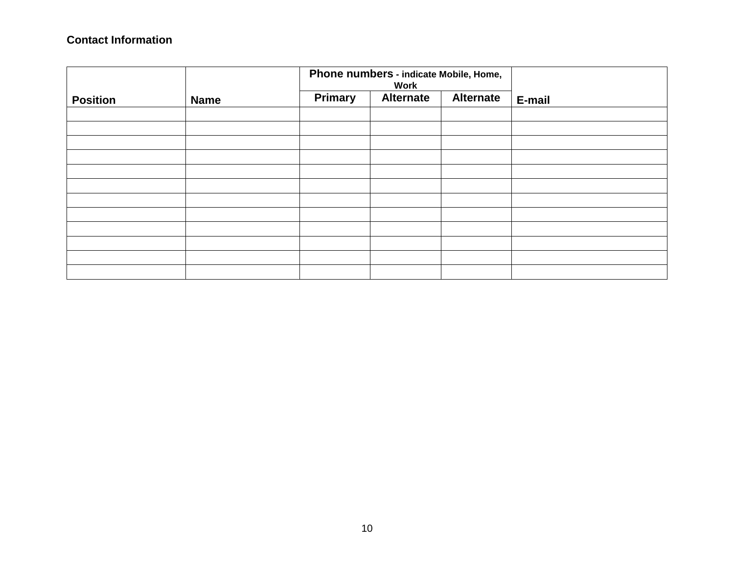**Contact Information**

| Position | Name | Phone numbers - indicate Mobile, Home, Work | | | E-mail |
|---|---|---|---|---|---|
| | | Primary | Alternate | Alternate | |
| | | | | | |
| | | | | | |
| | | | | | |
| | | | | | |
| | | | | | |
| | | | | | |
| | | | | | |
| | | | | | |
| | | | | | |
| | | | | | |
| | | | | | |
| | | | | | |